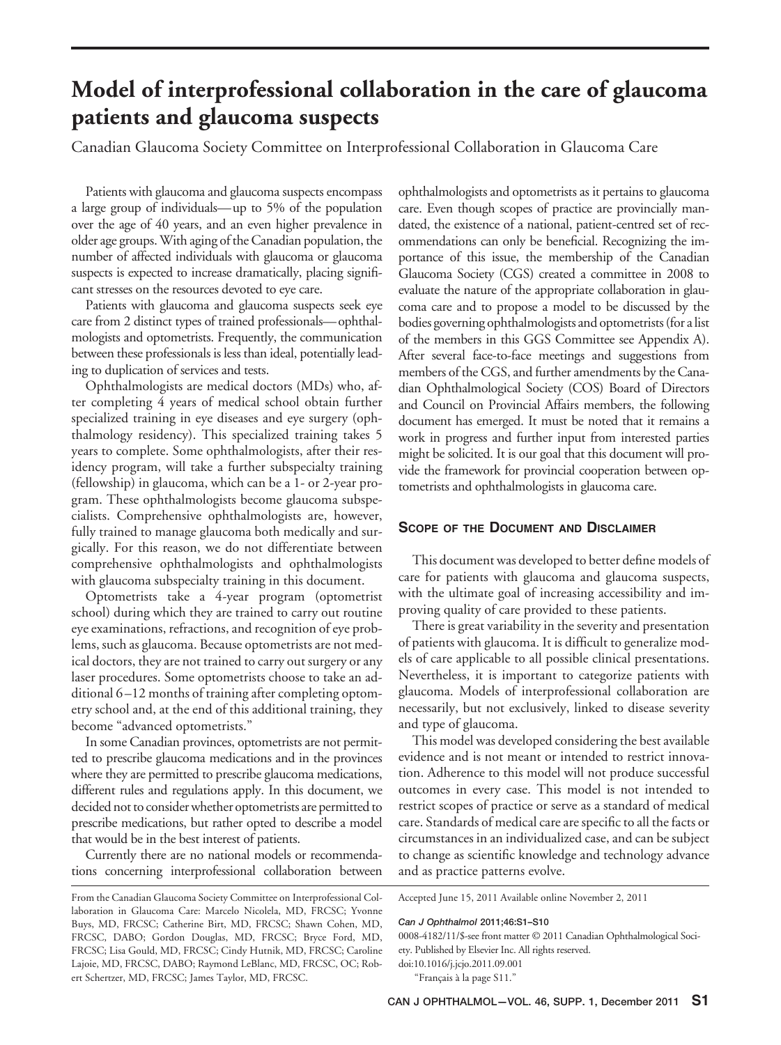# Model of interprofessional collaboration in the care of glaucoma patients and glaucoma suspects

Canadian Glaucoma Society Committee on Interprofessional Collaboration in Glaucoma Care

Patients with glaucoma and glaucoma suspects encompass a large group of individuals—up to 5% of the population over the age of 40 years, and an even higher prevalence in older age groups. With aging of the Canadian population, the number of affected individuals with glaucoma or glaucoma suspects is expected to increase dramatically, placing significant stresses on the resources devoted to eye care.

Patients with glaucoma and glaucoma suspects seek eye care from 2 distinct types of trained professionals—ophthalmologists and optometrists. Frequently, the communication between these professionals is less than ideal, potentially leading to duplication of services and tests.

Ophthalmologists are medical doctors (MDs) who, after completing 4 years of medical school obtain further specialized training in eye diseases and eye surgery (ophthalmology residency). This specialized training takes 5 years to complete. Some ophthalmologists, after their residency program, will take a further subspecialty training (fellowship) in glaucoma, which can be a 1- or 2-year program. These ophthalmologists become glaucoma subspecialists. Comprehensive ophthalmologists are, however, fully trained to manage glaucoma both medically and surgically. For this reason, we do not differentiate between comprehensive ophthalmologists and ophthalmologists with glaucoma subspecialty training in this document.

Optometrists take a 4-year program (optometrist school) during which they are trained to carry out routine eye examinations, refractions, and recognition of eye problems, such as glaucoma. Because optometrists are not medical doctors, they are not trained to carry out surgery or any laser procedures. Some optometrists choose to take an additional 6–12 months of training after completing optometry school and, at the end of this additional training, they become "advanced optometrists."

In some Canadian provinces, optometrists are not permitted to prescribe glaucoma medications and in the provinces where they are permitted to prescribe glaucoma medications, different rules and regulations apply. In this document, we decided not to consider whether optometrists are permitted to prescribe medications, but rather opted to describe a model that would be in the best interest of patients.

Currently there are no national models or recommendations concerning interprofessional collaboration between ophthalmologists and optometrists as it pertains to glaucoma care. Even though scopes of practice are provincially mandated, the existence of a national, patient-centred set of recommendations can only be beneficial. Recognizing the importance of this issue, the membership of the Canadian Glaucoma Society (CGS) created a committee in 2008 to evaluate the nature of the appropriate collaboration in glaucoma care and to propose a model to be discussed by the bodies governing ophthalmologists and optometrists (for a list of the members in this GGS Committee see Appendix A). After several face-to-face meetings and suggestions from members of the CGS, and further amendments by the Canadian Ophthalmological Society (COS) Board of Directors and Council on Provincial Affairs members, the following document has emerged. It must be noted that it remains a work in progress and further input from interested parties might be solicited. It is our goal that this document will provide the framework for provincial cooperation between optometrists and ophthalmologists in glaucoma care.

## Scope of the Document and Disclaimer

This document was developed to better define models of care for patients with glaucoma and glaucoma suspects, with the ultimate goal of increasing accessibility and improving quality of care provided to these patients.

There is great variability in the severity and presentation of patients with glaucoma. It is difficult to generalize models of care applicable to all possible clinical presentations. Nevertheless, it is important to categorize patients with glaucoma. Models of interprofessional collaboration are necessarily, but not exclusively, linked to disease severity and type of glaucoma.

This model was developed considering the best available evidence and is not meant or intended to restrict innovation. Adherence to this model will not produce successful outcomes in every case. This model is not intended to restrict scopes of practice or serve as a standard of medical care. Standards of medical care are specific to all the facts or circumstances in an individualized case, and can be subject to change as scientific knowledge and technology advance and as practice patterns evolve.

From the Canadian Glaucoma Society Committee on Interprofessional Collaboration in Glaucoma Care: Marcelo Nicolela, MD, FRCSC; Yvonne Buys, MD, FRCSC; Catherine Birt, MD, FRCSC; Shawn Cohen, MD, FRCSC, DABO; Gordon Douglas, MD, FRCSC; Bryce Ford, MD, FRCSC; Lisa Gould, MD, FRCSC; Cindy Hutnik, MD, FRCSC; Caroline Lajoie, MD, FRCSC, DABO; Raymond LeBlanc, MD, FRCSC, OC; Robert Schertzer, MD, FRCSC; James Taylor, MD, FRCSC.

Accepted June 15, 2011 Available online November 2, 2011

*Can J Ophthalmol* 2011;46:S1–S10

0008-4182/11/$-see front matter © 2011 Canadian Ophthalmological Society. Published by Elsevier Inc. All rights reserved.
doi:10.1016/j.jcjo.2011.09.001

"Français à la page S11."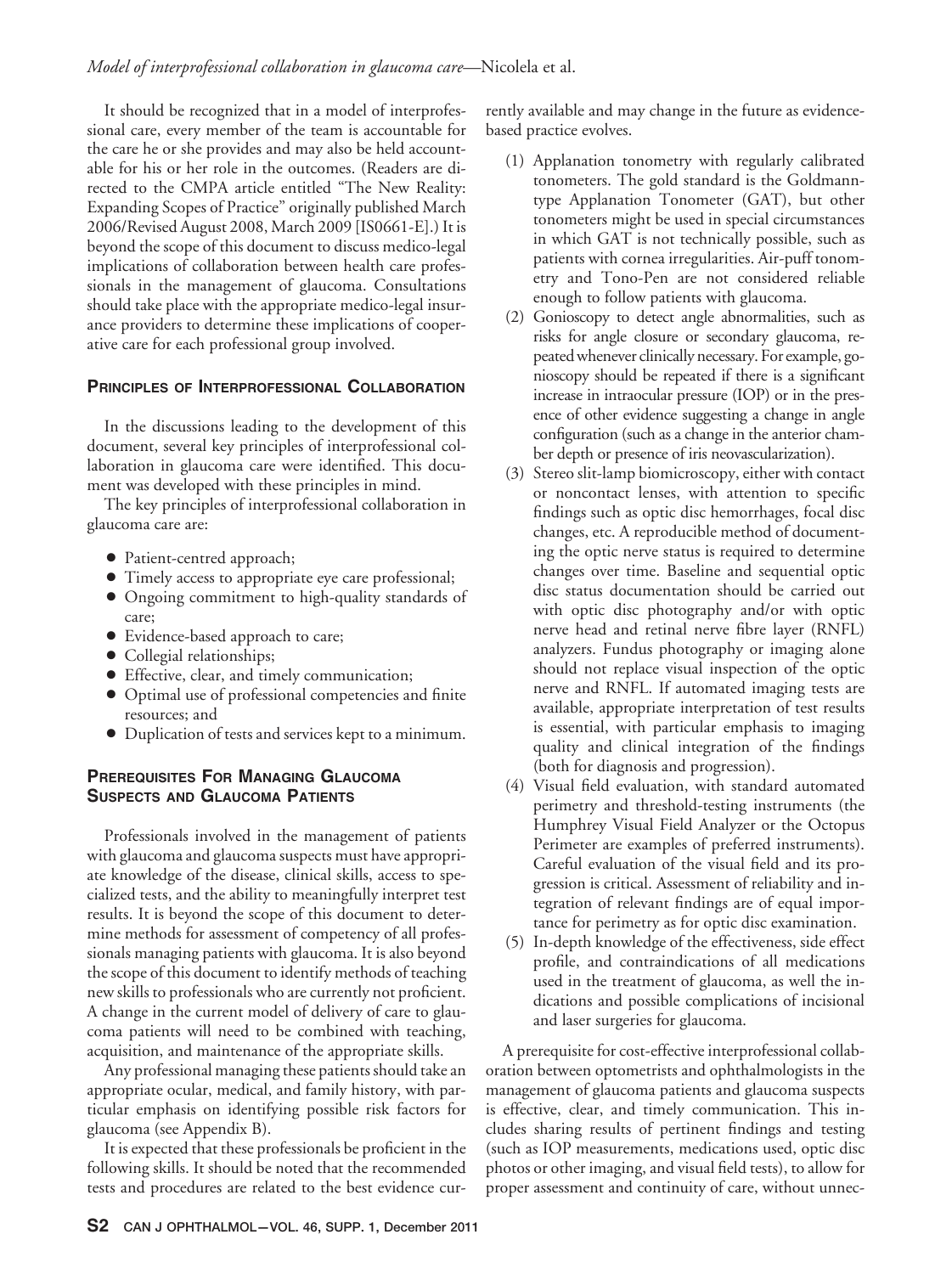It should be recognized that in a model of interprofessional care, every member of the team is accountable for the care he or she provides and may also be held accountable for his or her role in the outcomes. (Readers are directed to the CMPA article entitled "The New Reality: Expanding Scopes of Practice" originally published March 2006/Revised August 2008, March 2009 [IS0661-E].) It is beyond the scope of this document to discuss medico-legal implications of collaboration between health care professionals in the management of glaucoma. Consultations should take place with the appropriate medico-legal insurance providers to determine these implications of cooperative care for each professional group involved.

## Principles of Interprofessional Collaboration

In the discussions leading to the development of this document, several key principles of interprofessional collaboration in glaucoma care were identified. This document was developed with these principles in mind.

The key principles of interprofessional collaboration in glaucoma care are:

- Patient-centred approach;
- Timely access to appropriate eye care professional;
- Ongoing commitment to high-quality standards of care;
- Evidence-based approach to care;
- Collegial relationships;
- Effective, clear, and timely communication;
- Optimal use of professional competencies and finite resources; and
- Duplication of tests and services kept to a minimum.

## Prerequisites For Managing Glaucoma Suspects and Glaucoma Patients

Professionals involved in the management of patients with glaucoma and glaucoma suspects must have appropriate knowledge of the disease, clinical skills, access to specialized tests, and the ability to meaningfully interpret test results. It is beyond the scope of this document to determine methods for assessment of competency of all professionals managing patients with glaucoma. It is also beyond the scope of this document to identify methods of teaching new skills to professionals who are currently not proficient. A change in the current model of delivery of care to glaucoma patients will need to be combined with teaching, acquisition, and maintenance of the appropriate skills.

Any professional managing these patients should take an appropriate ocular, medical, and family history, with particular emphasis on identifying possible risk factors for glaucoma (see Appendix B).

It is expected that these professionals be proficient in the following skills. It should be noted that the recommended tests and procedures are related to the best evidence currently available and may change in the future as evidence-based practice evolves.

(1) Applanation tonometry with regularly calibrated tonometers. The gold standard is the Goldmann-type Applanation Tonometer (GAT), but other tonometers might be used in special circumstances in which GAT is not technically possible, such as patients with cornea irregularities. Air-puff tonometry and Tono-Pen are not considered reliable enough to follow patients with glaucoma.

(2) Gonioscopy to detect angle abnormalities, such as risks for angle closure or secondary glaucoma, repeated whenever clinically necessary. For example, gonioscopy should be repeated if there is a significant increase in intraocular pressure (IOP) or in the presence of other evidence suggesting a change in angle configuration (such as a change in the anterior chamber depth or presence of iris neovascularization).

(3) Stereo slit-lamp biomicroscopy, either with contact or noncontact lenses, with attention to specific findings such as optic disc hemorrhages, focal disc changes, etc. A reproducible method of documenting the optic nerve status is required to determine changes over time. Baseline and sequential optic disc status documentation should be carried out with optic disc photography and/or with optic nerve head and retinal nerve fibre layer (RNFL) analyzers. Fundus photography or imaging alone should not replace visual inspection of the optic nerve and RNFL. If automated imaging tests are available, appropriate interpretation of test results is essential, with particular emphasis to imaging quality and clinical integration of the findings (both for diagnosis and progression).

(4) Visual field evaluation, with standard automated perimetry and threshold-testing instruments (the Humphrey Visual Field Analyzer or the Octopus Perimeter are examples of preferred instruments). Careful evaluation of the visual field and its progression is critical. Assessment of reliability and integration of relevant findings are of equal importance for perimetry as for optic disc examination.

(5) In-depth knowledge of the effectiveness, side effect profile, and contraindications of all medications used in the treatment of glaucoma, as well the indications and possible complications of incisional and laser surgeries for glaucoma.

A prerequisite for cost-effective interprofessional collaboration between optometrists and ophthalmologists in the management of glaucoma patients and glaucoma suspects is effective, clear, and timely communication. This includes sharing results of pertinent findings and testing (such as IOP measurements, medications used, optic disc photos or other imaging, and visual field tests), to allow for proper assessment and continuity of care, without unnec-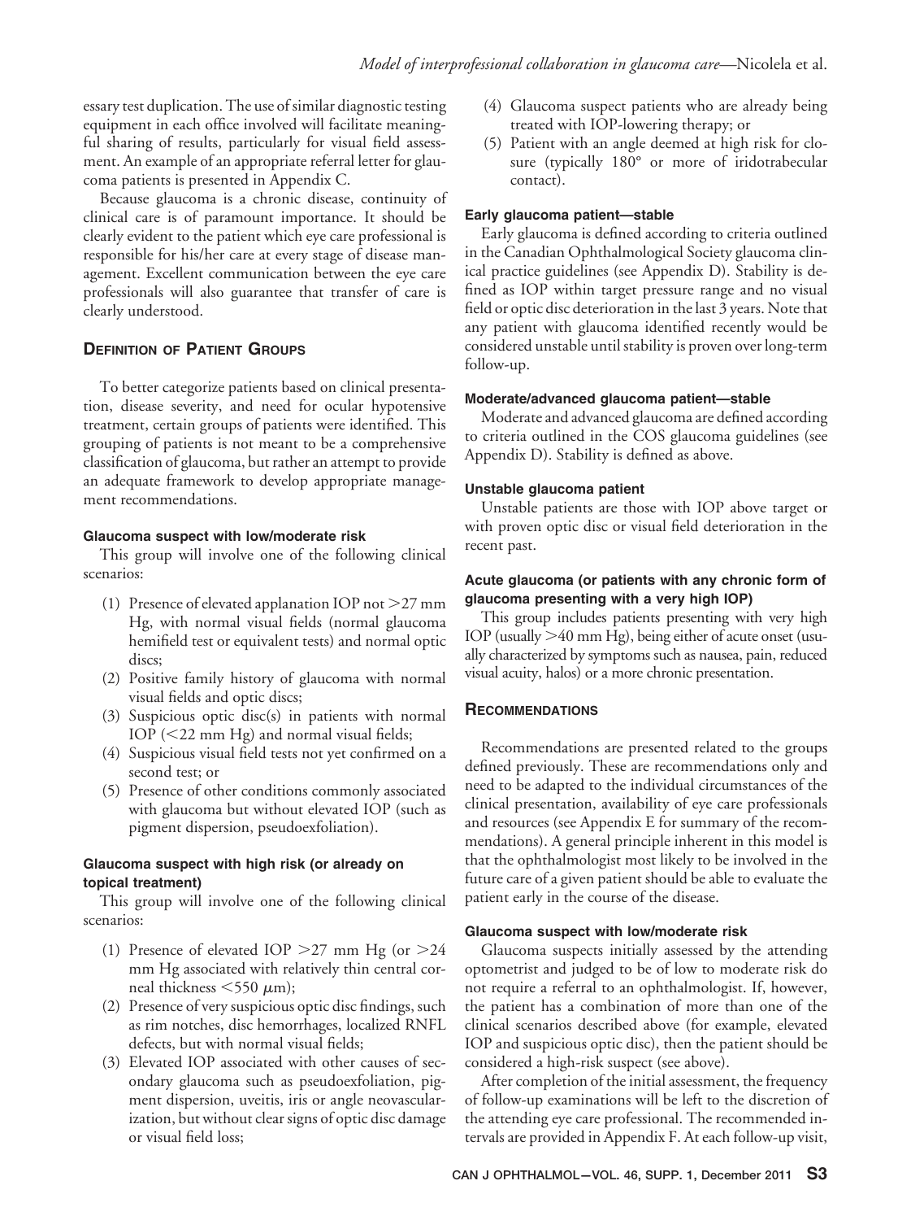essary test duplication. The use of similar diagnostic testing equipment in each office involved will facilitate meaningful sharing of results, particularly for visual field assessment. An example of an appropriate referral letter for glaucoma patients is presented in Appendix C.

Because glaucoma is a chronic disease, continuity of clinical care is of paramount importance. It should be clearly evident to the patient which eye care professional is responsible for his/her care at every stage of disease management. Excellent communication between the eye care professionals will also guarantee that transfer of care is clearly understood.

## Definition of Patient Groups

To better categorize patients based on clinical presentation, disease severity, and need for ocular hypotensive treatment, certain groups of patients were identified. This grouping of patients is not meant to be a comprehensive classification of glaucoma, but rather an attempt to provide an adequate framework to develop appropriate management recommendations.

### Glaucoma suspect with low/moderate risk

This group will involve one of the following clinical scenarios:

(1) Presence of elevated applanation IOP not >27 mm Hg, with normal visual fields (normal glaucoma hemifield test or equivalent tests) and normal optic discs;
(2) Positive family history of glaucoma with normal visual fields and optic discs;
(3) Suspicious optic disc(s) in patients with normal IOP (<22 mm Hg) and normal visual fields;
(4) Suspicious visual field tests not yet confirmed on a second test; or
(5) Presence of other conditions commonly associated with glaucoma but without elevated IOP (such as pigment dispersion, pseudoexfoliation).

### Glaucoma suspect with high risk (or already on topical treatment)

This group will involve one of the following clinical scenarios:

(1) Presence of elevated IOP >27 mm Hg (or >24 mm Hg associated with relatively thin central corneal thickness <550 μm);
(2) Presence of very suspicious optic disc findings, such as rim notches, disc hemorrhages, localized RNFL defects, but with normal visual fields;
(3) Elevated IOP associated with other causes of secondary glaucoma such as pseudoexfoliation, pigment dispersion, uveitis, iris or angle neovascularization, but without clear signs of optic disc damage or visual field loss;
(4) Glaucoma suspect patients who are already being treated with IOP-lowering therapy; or
(5) Patient with an angle deemed at high risk for closure (typically 180° or more of iridotrabecular contact).

### Early glaucoma patient—stable

Early glaucoma is defined according to criteria outlined in the Canadian Ophthalmological Society glaucoma clinical practice guidelines (see Appendix D). Stability is defined as IOP within target pressure range and no visual field or optic disc deterioration in the last 3 years. Note that any patient with glaucoma identified recently would be considered unstable until stability is proven over long-term follow-up.

### Moderate/advanced glaucoma patient—stable

Moderate and advanced glaucoma are defined according to criteria outlined in the COS glaucoma guidelines (see Appendix D). Stability is defined as above.

### Unstable glaucoma patient

Unstable patients are those with IOP above target or with proven optic disc or visual field deterioration in the recent past.

### Acute glaucoma (or patients with any chronic form of glaucoma presenting with a very high IOP)

This group includes patients presenting with very high IOP (usually >40 mm Hg), being either of acute onset (usually characterized by symptoms such as nausea, pain, reduced visual acuity, halos) or a more chronic presentation.

## Recommendations

Recommendations are presented related to the groups defined previously. These are recommendations only and need to be adapted to the individual circumstances of the clinical presentation, availability of eye care professionals and resources (see Appendix E for summary of the recommendations). A general principle inherent in this model is that the ophthalmologist most likely to be involved in the future care of a given patient should be able to evaluate the patient early in the course of the disease.

### Glaucoma suspect with low/moderate risk

Glaucoma suspects initially assessed by the attending optometrist and judged to be of low to moderate risk do not require a referral to an ophthalmologist. If, however, the patient has a combination of more than one of the clinical scenarios described above (for example, elevated IOP and suspicious optic disc), then the patient should be considered a high-risk suspect (see above).

After completion of the initial assessment, the frequency of follow-up examinations will be left to the discretion of the attending eye care professional. The recommended intervals are provided in Appendix F. At each follow-up visit,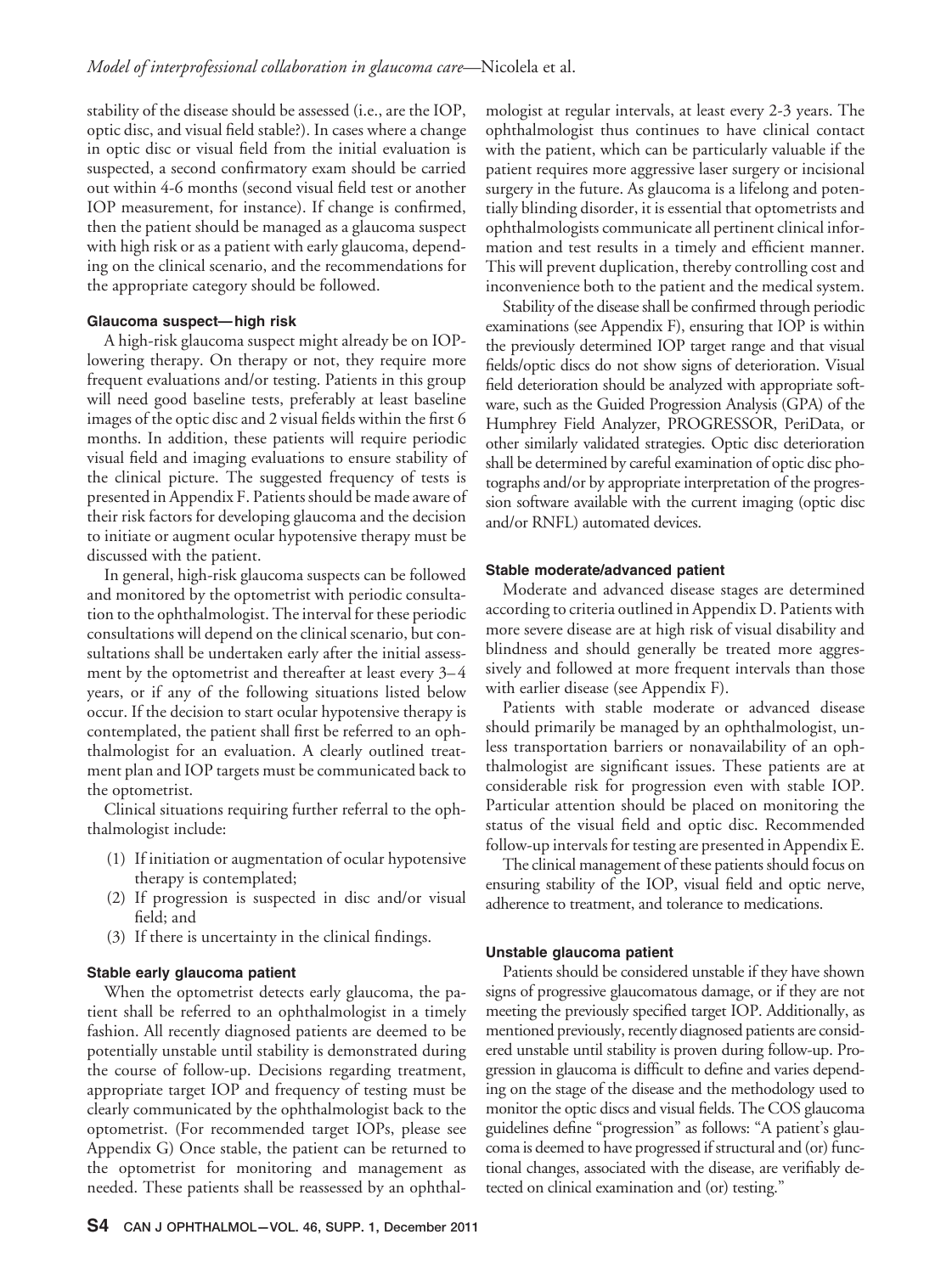stability of the disease should be assessed (i.e., are the IOP, optic disc, and visual field stable?). In cases where a change in optic disc or visual field from the initial evaluation is suspected, a second confirmatory exam should be carried out within 4-6 months (second visual field test or another IOP measurement, for instance). If change is confirmed, then the patient should be managed as a glaucoma suspect with high risk or as a patient with early glaucoma, depending on the clinical scenario, and the recommendations for the appropriate category should be followed.

#### Glaucoma suspect—high risk

A high-risk glaucoma suspect might already be on IOP-lowering therapy. On therapy or not, they require more frequent evaluations and/or testing. Patients in this group will need good baseline tests, preferably at least baseline images of the optic disc and 2 visual fields within the first 6 months. In addition, these patients will require periodic visual field and imaging evaluations to ensure stability of the clinical picture. The suggested frequency of tests is presented in Appendix F. Patients should be made aware of their risk factors for developing glaucoma and the decision to initiate or augment ocular hypotensive therapy must be discussed with the patient.

In general, high-risk glaucoma suspects can be followed and monitored by the optometrist with periodic consultation to the ophthalmologist. The interval for these periodic consultations will depend on the clinical scenario, but consultations shall be undertaken early after the initial assessment by the optometrist and thereafter at least every 3–4 years, or if any of the following situations listed below occur. If the decision to start ocular hypotensive therapy is contemplated, the patient shall first be referred to an ophthalmologist for an evaluation. A clearly outlined treatment plan and IOP targets must be communicated back to the optometrist.

Clinical situations requiring further referral to the ophthalmologist include:

(1) If initiation or augmentation of ocular hypotensive therapy is contemplated;
(2) If progression is suspected in disc and/or visual field; and
(3) If there is uncertainty in the clinical findings.

#### Stable early glaucoma patient

When the optometrist detects early glaucoma, the patient shall be referred to an ophthalmologist in a timely fashion. All recently diagnosed patients are deemed to be potentially unstable until stability is demonstrated during the course of follow-up. Decisions regarding treatment, appropriate target IOP and frequency of testing must be clearly communicated by the ophthalmologist back to the optometrist. (For recommended target IOPs, please see Appendix G) Once stable, the patient can be returned to the optometrist for monitoring and management as needed. These patients shall be reassessed by an ophthalmologist at regular intervals, at least every 2-3 years. The ophthalmologist thus continues to have clinical contact with the patient, which can be particularly valuable if the patient requires more aggressive laser surgery or incisional surgery in the future. As glaucoma is a lifelong and potentially blinding disorder, it is essential that optometrists and ophthalmologists communicate all pertinent clinical information and test results in a timely and efficient manner. This will prevent duplication, thereby controlling cost and inconvenience both to the patient and the medical system.

Stability of the disease shall be confirmed through periodic examinations (see Appendix F), ensuring that IOP is within the previously determined IOP target range and that visual fields/optic discs do not show signs of deterioration. Visual field deterioration should be analyzed with appropriate software, such as the Guided Progression Analysis (GPA) of the Humphrey Field Analyzer, PROGRESSOR, PeriData, or other similarly validated strategies. Optic disc deterioration shall be determined by careful examination of optic disc photographs and/or by appropriate interpretation of the progression software available with the current imaging (optic disc and/or RNFL) automated devices.

#### Stable moderate/advanced patient

Moderate and advanced disease stages are determined according to criteria outlined in Appendix D. Patients with more severe disease are at high risk of visual disability and blindness and should generally be treated more aggressively and followed at more frequent intervals than those with earlier disease (see Appendix F).

Patients with stable moderate or advanced disease should primarily be managed by an ophthalmologist, unless transportation barriers or nonavailability of an ophthalmologist are significant issues. These patients are at considerable risk for progression even with stable IOP. Particular attention should be placed on monitoring the status of the visual field and optic disc. Recommended follow-up intervals for testing are presented in Appendix E.

The clinical management of these patients should focus on ensuring stability of the IOP, visual field and optic nerve, adherence to treatment, and tolerance to medications.

#### Unstable glaucoma patient

Patients should be considered unstable if they have shown signs of progressive glaucomatous damage, or if they are not meeting the previously specified target IOP. Additionally, as mentioned previously, recently diagnosed patients are considered unstable until stability is proven during follow-up. Progression in glaucoma is difficult to define and varies depending on the stage of the disease and the methodology used to monitor the optic discs and visual fields. The COS glaucoma guidelines define "progression" as follows: "A patient's glaucoma is deemed to have progressed if structural and (or) functional changes, associated with the disease, are verifiably detected on clinical examination and (or) testing."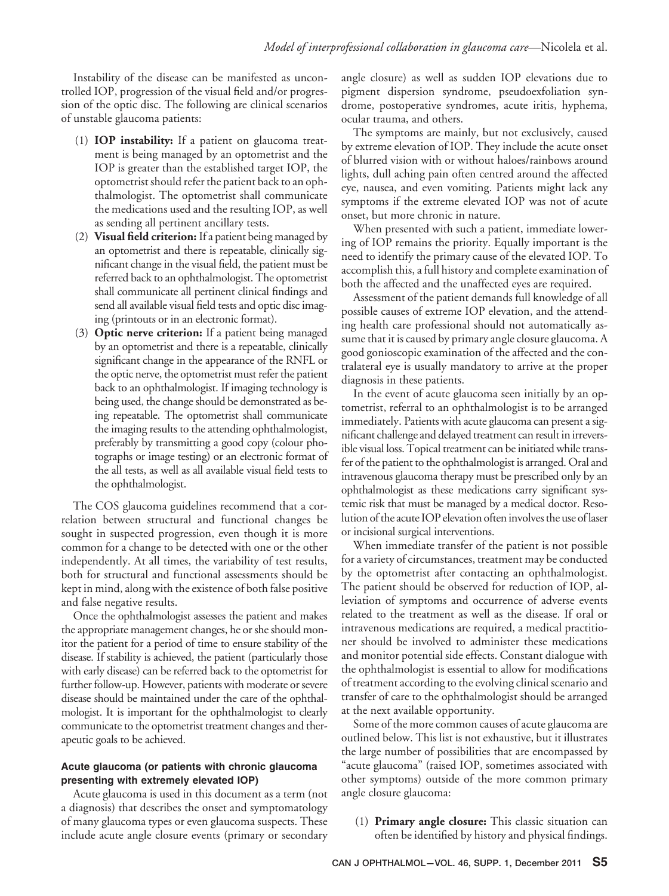Instability of the disease can be manifested as uncontrolled IOP, progression of the visual field and/or progression of the optic disc. The following are clinical scenarios of unstable glaucoma patients:

(1) **IOP instability:** If a patient on glaucoma treatment is being managed by an optometrist and the IOP is greater than the established target IOP, the optometrist should refer the patient back to an ophthalmologist. The optometrist shall communicate the medications used and the resulting IOP, as well as sending all pertinent ancillary tests.

(2) **Visual field criterion:** If a patient being managed by an optometrist and there is repeatable, clinically significant change in the visual field, the patient must be referred back to an ophthalmologist. The optometrist shall communicate all pertinent clinical findings and send all available visual field tests and optic disc imaging (printouts or in an electronic format).

(3) **Optic nerve criterion:** If a patient being managed by an optometrist and there is a repeatable, clinically significant change in the appearance of the RNFL or the optic nerve, the optometrist must refer the patient back to an ophthalmologist. If imaging technology is being used, the change should be demonstrated as being repeatable. The optometrist shall communicate the imaging results to the attending ophthalmologist, preferably by transmitting a good copy (colour photographs or image testing) or an electronic format of the all tests, as well as all available visual field tests to the ophthalmologist.

The COS glaucoma guidelines recommend that a correlation between structural and functional changes be sought in suspected progression, even though it is more common for a change to be detected with one or the other independently. At all times, the variability of test results, both for structural and functional assessments should be kept in mind, along with the existence of both false positive and false negative results.

Once the ophthalmologist assesses the patient and makes the appropriate management changes, he or she should monitor the patient for a period of time to ensure stability of the disease. If stability is achieved, the patient (particularly those with early disease) can be referred back to the optometrist for further follow-up. However, patients with moderate or severe disease should be maintained under the care of the ophthalmologist. It is important for the ophthalmologist to clearly communicate to the optometrist treatment changes and therapeutic goals to be achieved.

#### Acute glaucoma (or patients with chronic glaucoma presenting with extremely elevated IOP)

Acute glaucoma is used in this document as a term (not a diagnosis) that describes the onset and symptomatology of many glaucoma types or even glaucoma suspects. These include acute angle closure events (primary or secondary angle closure) as well as sudden IOP elevations due to pigment dispersion syndrome, pseudoexfoliation syndrome, postoperative syndromes, acute iritis, hyphema, ocular trauma, and others.

The symptoms are mainly, but not exclusively, caused by extreme elevation of IOP. They include the acute onset of blurred vision with or without haloes/rainbows around lights, dull aching pain often centred around the affected eye, nausea, and even vomiting. Patients might lack any symptoms if the extreme elevated IOP was not of acute onset, but more chronic in nature.

When presented with such a patient, immediate lowering of IOP remains the priority. Equally important is the need to identify the primary cause of the elevated IOP. To accomplish this, a full history and complete examination of both the affected and the unaffected eyes are required.

Assessment of the patient demands full knowledge of all possible causes of extreme IOP elevation, and the attending health care professional should not automatically assume that it is caused by primary angle closure glaucoma. A good gonioscopic examination of the affected and the contralateral eye is usually mandatory to arrive at the proper diagnosis in these patients.

In the event of acute glaucoma seen initially by an optometrist, referral to an ophthalmologist is to be arranged immediately. Patients with acute glaucoma can present a significant challenge and delayed treatment can result in irreversible visual loss. Topical treatment can be initiated while transfer of the patient to the ophthalmologist is arranged. Oral and intravenous glaucoma therapy must be prescribed only by an ophthalmologist as these medications carry significant systemic risk that must be managed by a medical doctor. Resolution of the acute IOP elevation often involves the use of laser or incisional surgical interventions.

When immediate transfer of the patient is not possible for a variety of circumstances, treatment may be conducted by the optometrist after contacting an ophthalmologist. The patient should be observed for reduction of IOP, alleviation of symptoms and occurrence of adverse events related to the treatment as well as the disease. If oral or intravenous medications are required, a medical practitioner should be involved to administer these medications and monitor potential side effects. Constant dialogue with the ophthalmologist is essential to allow for modifications of treatment according to the evolving clinical scenario and transfer of care to the ophthalmologist should be arranged at the next available opportunity.

Some of the more common causes of acute glaucoma are outlined below. This list is not exhaustive, but it illustrates the large number of possibilities that are encompassed by "acute glaucoma" (raised IOP, sometimes associated with other symptoms) outside of the more common primary angle closure glaucoma:

(1) **Primary angle closure:** This classic situation can often be identified by history and physical findings.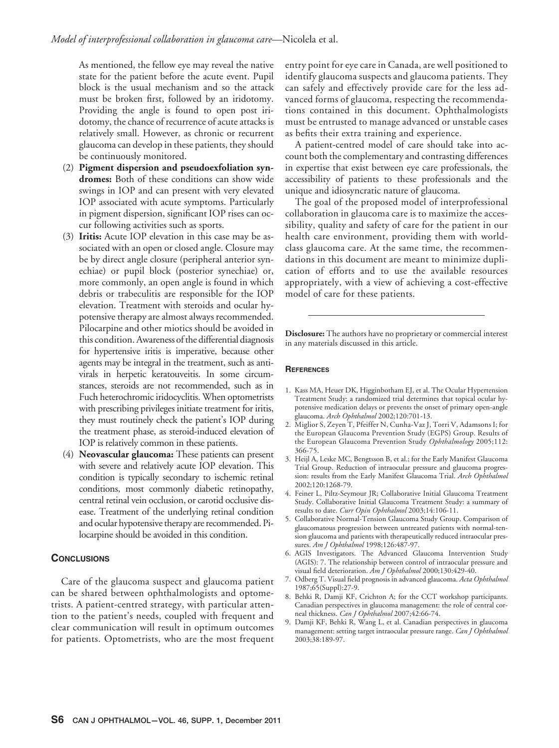As mentioned, the fellow eye may reveal the native state for the patient before the acute event. Pupil block is the usual mechanism and so the attack must be broken first, followed by an iridotomy. Providing the angle is found to open post iridotomy, the chance of recurrence of acute attacks is relatively small. However, as chronic or recurrent glaucoma can develop in these patients, they should be continuously monitored.

(2) **Pigment dispersion and pseudoexfoliation syndromes:** Both of these conditions can show wide swings in IOP and can present with very elevated IOP associated with acute symptoms. Particularly in pigment dispersion, significant IOP rises can occur following activities such as sports.

(3) **Iritis:** Acute IOP elevation in this case may be associated with an open or closed angle. Closure may be by direct angle closure (peripheral anterior synechiae) or pupil block (posterior synechiae) or, more commonly, an open angle is found in which debris or trabeculitis are responsible for the IOP elevation. Treatment with steroids and ocular hypotensive therapy are almost always recommended. Pilocarpine and other miotics should be avoided in this condition. Awareness of the differential diagnosis for hypertensive iritis is imperative, because other agents may be integral in the treatment, such as antivirals in herpetic keratouveitis. In some circumstances, steroids are not recommended, such as in Fuch heterochromic iridocyclitis. When optometrists with prescribing privileges initiate treatment for iritis, they must routinely check the patient's IOP during the treatment phase, as steroid-induced elevation of IOP is relatively common in these patients.

(4) **Neovascular glaucoma:** These patients can present with severe and relatively acute IOP elevation. This condition is typically secondary to ischemic retinal conditions, most commonly diabetic retinopathy, central retinal vein occlusion, or carotid occlusive disease. Treatment of the underlying retinal condition and ocular hypotensive therapy are recommended. Pilocarpine should be avoided in this condition.

## Conclusions

Care of the glaucoma suspect and glaucoma patient can be shared between ophthalmologists and optometrists. A patient-centred strategy, with particular attention to the patient's needs, coupled with frequent and clear communication will result in optimum outcomes for patients. Optometrists, who are the most frequent entry point for eye care in Canada, are well positioned to identify glaucoma suspects and glaucoma patients. They can safely and effectively provide care for the less advanced forms of glaucoma, respecting the recommendations contained in this document. Ophthalmologists must be entrusted to manage advanced or unstable cases as befits their extra training and experience.

A patient-centred model of care should take into account both the complementary and contrasting differences in expertise that exist between eye care professionals, the accessibility of patients to these professionals and the unique and idiosyncratic nature of glaucoma.

The goal of the proposed model of interprofessional collaboration in glaucoma care is to maximize the accessibility, quality and safety of care for the patient in our health care environment, providing them with world-class glaucoma care. At the same time, the recommendations in this document are meant to minimize duplication of efforts and to use the available resources appropriately, with a view of achieving a cost-effective model of care for these patients.

---

**Disclosure:** The authors have no proprietary or commercial interest in any materials discussed in this article.

## References

1. Kass MA, Heuer DK, Higginbotham EJ, et al. The Ocular Hypertension Treatment Study: a randomized trial determines that topical ocular hypotensive medication delays or prevents the onset of primary open-angle glaucoma. *Arch Ophthalmol* 2002;120:701-13.
2. Miglior S, Zeyen T, Pfeiffer N, Cunha-Vaz J, Torri V, Adamsons I; for the European Glaucoma Prevention Study (EGPS) Group. Results of the European Glaucoma Prevention Study *Ophthalmology* 2005;112: 366-75.
3. Heijl A, Leske MC, Bengtsson B, et al.; for the Early Manifest Glaucoma Trial Group. Reduction of intraocular pressure and glaucoma progression: results from the Early Manifest Glaucoma Trial. *Arch Ophthalmol* 2002;120:1268-79.
4. Feiner L, Piltz-Seymour JR; Collaborative Initial Glaucoma Treatment Study. Collaborative Initial Glaucoma Treatment Study: a summary of results to date. *Curr Opin Ophthalmol* 2003;14:106-11.
5. Collaborative Normal-Tension Glaucoma Study Group. Comparison of glaucomatous progression between untreated patients with normal-tension glaucoma and patients with therapeutically reduced intraocular pressures. *Am J Ophthalmol* 1998;126:487-97.
6. AGIS Investigators. The Advanced Glaucoma Intervention Study (AGIS): 7. The relationship between control of intraocular pressure and visual field deterioration. *Am J Ophthalmol* 2000;130:429-40.
7. Odberg T. Visual field prognosis in advanced glaucoma. *Acta Ophthalmol* 1987;65(Suppl):27-9.
8. Behki R, Damji KF, Crichton A; for the CCT workshop participants. Canadian perspectives in glaucoma management: the role of central corneal thickness. *Can J Ophthalmol* 2007;42:66-74.
9. Damji KF, Behki R, Wang L, et al. Canadian perspectives in glaucoma management: setting target intraocular pressure range. *Can J Ophthalmol* 2003;38:189-97.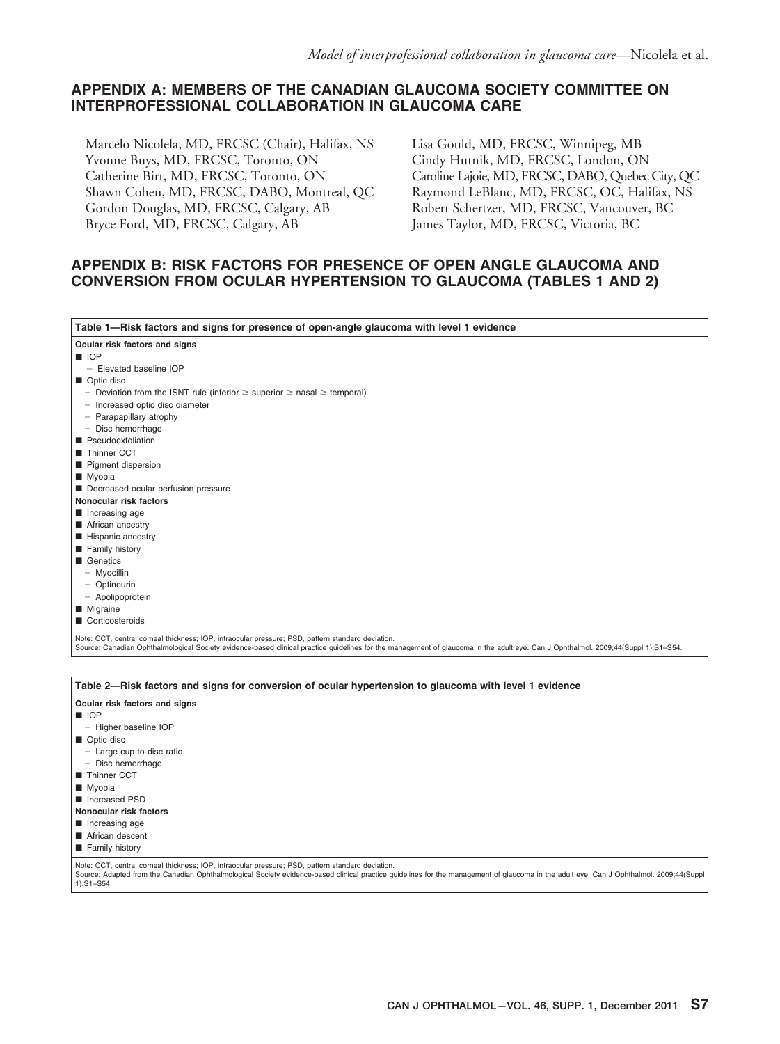## APPENDIX A: MEMBERS OF THE CANADIAN GLAUCOMA SOCIETY COMMITTEE ON INTERPROFESSIONAL COLLABORATION IN GLAUCOMA CARE

Marcelo Nicolela, MD, FRCSC (Chair), Halifax, NS
Yvonne Buys, MD, FRCSC, Toronto, ON
Catherine Birt, MD, FRCSC, Toronto, ON
Shawn Cohen, MD, FRCSC, DABO, Montreal, QC
Gordon Douglas, MD, FRCSC, Calgary, AB
Bryce Ford, MD, FRCSC, Calgary, AB
Lisa Gould, MD, FRCSC, Winnipeg, MB
Cindy Hutnik, MD, FRCSC, London, ON
Caroline Lajoie, MD, FRCSC, DABO, Quebec City, QC
Raymond LeBlanc, MD, FRCSC, OC, Halifax, NS
Robert Schertzer, MD, FRCSC, Vancouver, BC
James Taylor, MD, FRCSC, Victoria, BC

## APPENDIX B: RISK FACTORS FOR PRESENCE OF OPEN ANGLE GLAUCOMA AND CONVERSION FROM OCULAR HYPERTENSION TO GLAUCOMA (TABLES 1 AND 2)

**Table 1—Risk factors and signs for presence of open-angle glaucoma with level 1 evidence**

**Ocular risk factors and signs**

- IOP
  - Elevated baseline IOP
- Optic disc
  - Deviation from the ISNT rule (inferior ≥ superior ≥ nasal ≥ temporal)
  - Increased optic disc diameter
  - Parapapillary atrophy
  - Disc hemorrhage
- Pseudoexfoliation
- Thinner CCT
- Pigment dispersion
- Myopia
- Decreased ocular perfusion pressure

**Nonocular risk factors**

- Increasing age
- African ancestry
- Hispanic ancestry
- Family history
- Genetics
  - Myocillin
  - Optineurin
  - Apolipoprotein
- Migraine
- Corticosteroids

Note: CCT, central corneal thickness; IOP, intraocular pressure; PSD, pattern standard deviation.
Source: Canadian Ophthalmological Society evidence-based clinical practice guidelines for the management of glaucoma in the adult eye. Can J Ophthalmol. 2009;44(Suppl 1):S1–S54.

**Table 2—Risk factors and signs for conversion of ocular hypertension to glaucoma with level 1 evidence**

**Ocular risk factors and signs**

- IOP
  - Higher baseline IOP
- Optic disc
  - Large cup-to-disc ratio
  - Disc hemorrhage
- Thinner CCT
- Myopia
- Increased PSD

**Nonocular risk factors**

- Increasing age
- African descent
- Family history

Note: CCT, central corneal thickness; IOP, intraocular pressure; PSD, pattern standard deviation.
Source: Adapted from the Canadian Ophthalmological Society evidence-based clinical practice guidelines for the management of glaucoma in the adult eye. Can J Ophthalmol. 2009;44(Suppl 1):S1–S54.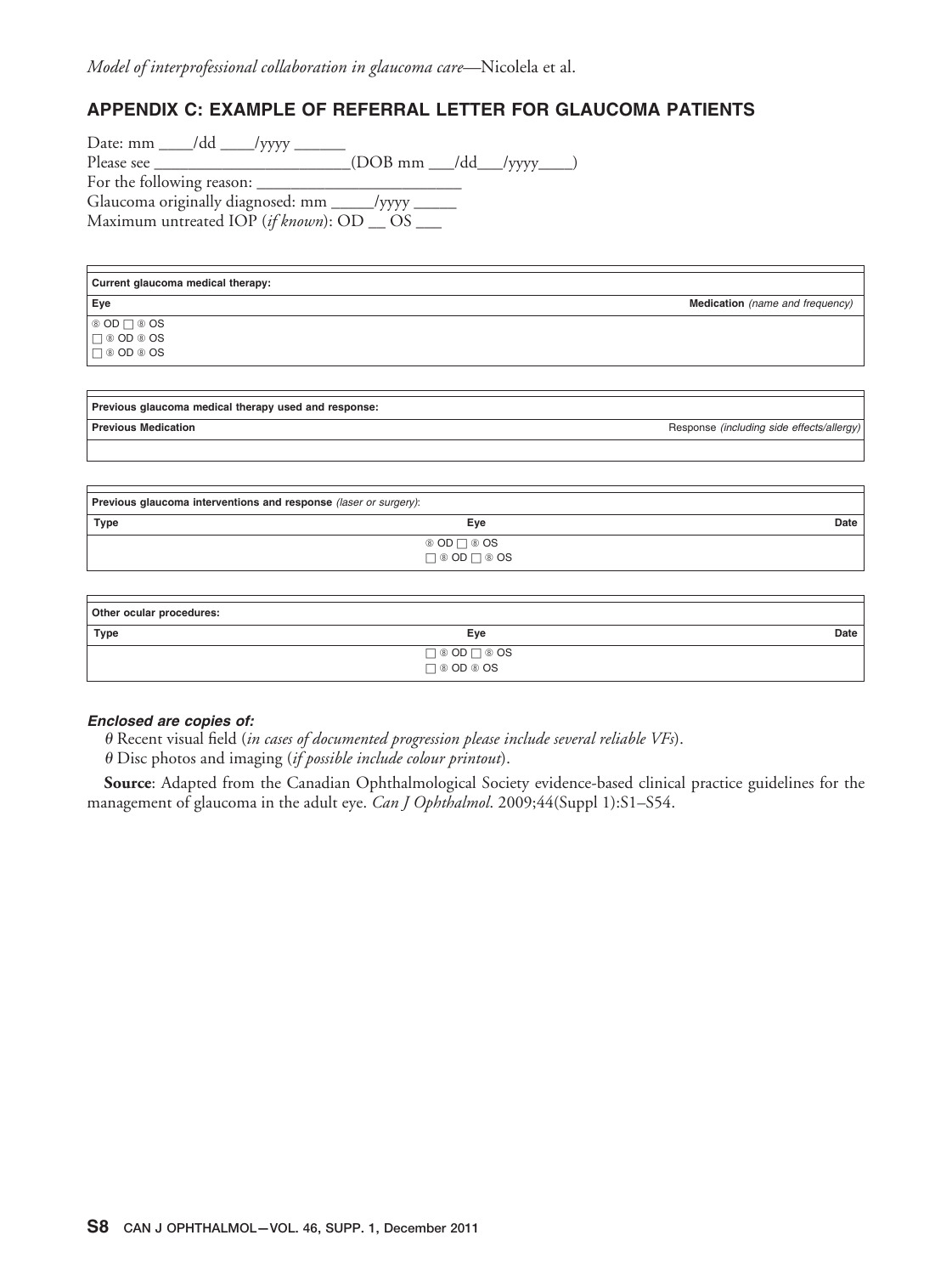## APPENDIX C: EXAMPLE OF REFERRAL LETTER FOR GLAUCOMA PATIENTS

Date: mm ____/dd ____/yyyy ______
Please see ______________________(DOB mm ___/dd___/yyyy____)
For the following reason: ______________________
Glaucoma originally diagnosed: mm _____/yyyy _____
Maximum untreated IOP (*if known*): OD __ OS ___

| **Current glaucoma medical therapy:** | |
|---|---|
| **Eye** | **Medication** *(name and frequency)* |
| ® OD ☐ ® OS | |
| ☐ ® OD ® OS | |
| ☐ ® OD ® OS | |

| **Previous glaucoma medical therapy used and response:** | |
|---|---|
| **Previous Medication** | Response *(including side effects/allergy)* |
| | |

| **Previous glaucoma interventions and response** *(laser or surgery)*: | | |
|---|---|---|
| **Type** | **Eye** | **Date** |
| | ® OD ☐ ® OS | |
| | ☐ ® OD ☐ ® OS | |

| **Other ocular procedures:** | | |
|---|---|---|
| **Type** | **Eye** | **Date** |
| | ☐ ® OD ☐ ® OS | |
| | ☐ ® OD ® OS | |

***Enclosed are copies of:***

θ Recent visual field (*in cases of documented progression please include several reliable VFs*).
θ Disc photos and imaging (*if possible include colour printout*).

**Source**: Adapted from the Canadian Ophthalmological Society evidence-based clinical practice guidelines for the management of glaucoma in the adult eye. *Can J Ophthalmol*. 2009;44(Suppl 1):S1–S54.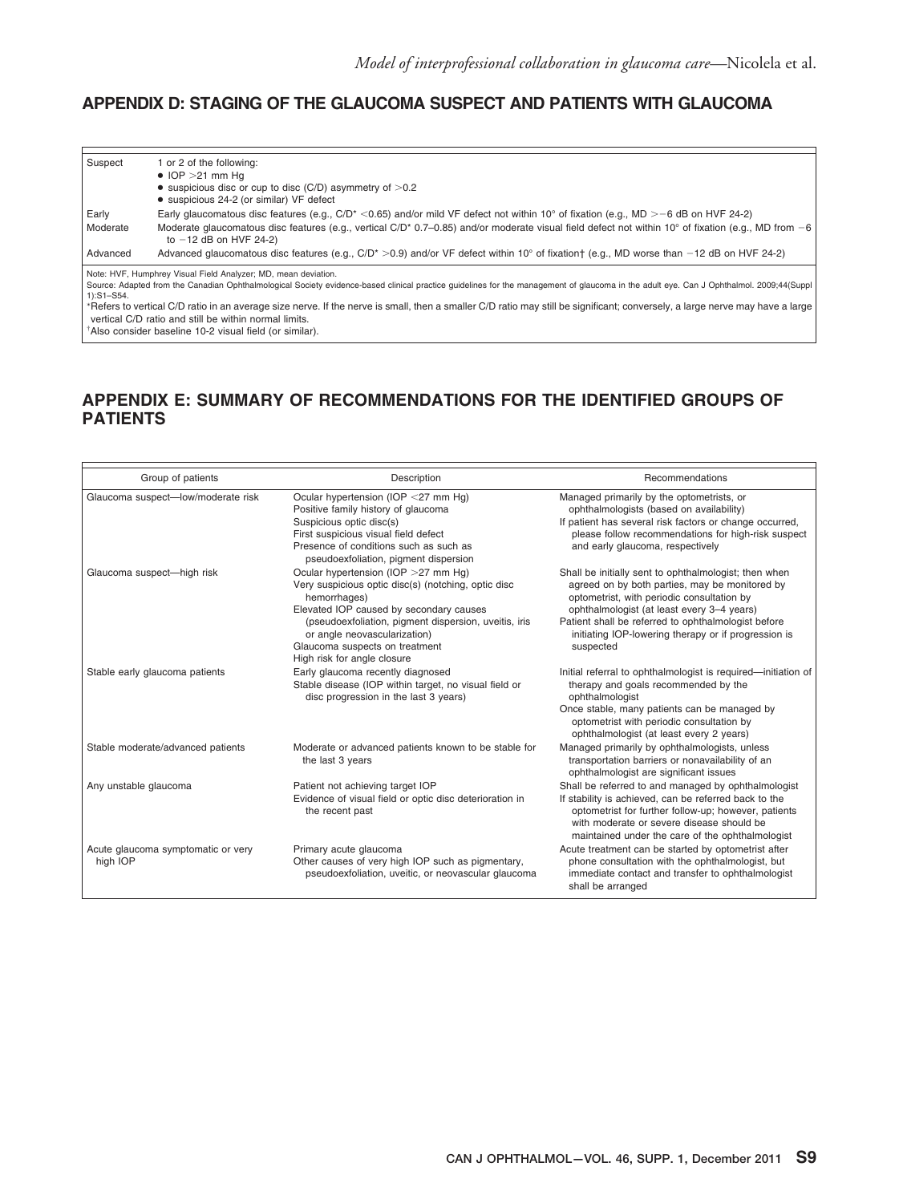## APPENDIX D: STAGING OF THE GLAUCOMA SUSPECT AND PATIENTS WITH GLAUCOMA

| | |
|---|---|
| Suspect | 1 or 2 of the following:<br>• IOP >21 mm Hg<br>• suspicious disc or cup to disc (C/D) asymmetry of >0.2<br>• suspicious 24-2 (or similar) VF defect |
| Early | Early glaucomatous disc features (e.g., C/D* <0.65) and/or mild VF defect not within 10° of fixation (e.g., MD >−6 dB on HVF 24-2) |
| Moderate | Moderate glaucomatous disc features (e.g., vertical C/D* 0.7–0.85) and/or moderate visual field defect not within 10° of fixation (e.g., MD from −6 to −12 dB on HVF 24-2) |
| Advanced | Advanced glaucomatous disc features (e.g., C/D* >0.9) and/or VF defect within 10° of fixation† (e.g., MD worse than −12 dB on HVF 24-2) |

Note: HVF, Humphrey Visual Field Analyzer; MD, mean deviation.
Source: Adapted from the Canadian Ophthalmological Society evidence-based clinical practice guidelines for the management of glaucoma in the adult eye. Can J Ophthalmol. 2009;44(Suppl 1):S1–S54.
*Refers to vertical C/D ratio in an average size nerve. If the nerve is small, then a smaller C/D ratio may still be significant; conversely, a large nerve may have a large vertical C/D ratio and still be within normal limits.
†Also consider baseline 10-2 visual field (or similar).

## APPENDIX E: SUMMARY OF RECOMMENDATIONS FOR THE IDENTIFIED GROUPS OF PATIENTS

| Group of patients | Description | Recommendations |
|---|---|---|
| Glaucoma suspect—low/moderate risk | Ocular hypertension (IOP <27 mm Hg)<br>Positive family history of glaucoma<br>Suspicious optic disc(s)<br>First suspicious visual field defect<br>Presence of conditions such as such as pseudoexfoliation, pigment dispersion | Managed primarily by the optometrists, or ophthalmologists (based on availability)<br>If patient has several risk factors or change occurred, please follow recommendations for high-risk suspect and early glaucoma, respectively |
| Glaucoma suspect—high risk | Ocular hypertension (IOP >27 mm Hg)<br>Very suspicious optic disc(s) (notching, optic disc hemorrhages)<br>Elevated IOP caused by secondary causes (pseudoexfoliation, pigment dispersion, uveitis, iris or angle neovascularization)<br>Glaucoma suspects on treatment<br>High risk for angle closure | Shall be initially sent to ophthalmologist; then when agreed on by both parties, may be monitored by optometrist, with periodic consultation by ophthalmologist (at least every 3–4 years)<br>Patient shall be referred to ophthalmologist before initiating IOP-lowering therapy or if progression is suspected |
| Stable early glaucoma patients | Early glaucoma recently diagnosed<br>Stable disease (IOP within target, no visual field or disc progression in the last 3 years) | Initial referral to ophthalmologist is required—initiation of therapy and goals recommended by the ophthalmologist<br>Once stable, many patients can be managed by optometrist with periodic consultation by ophthalmologist (at least every 2 years) |
| Stable moderate/advanced patients | Moderate or advanced patients known to be stable for the last 3 years | Managed primarily by ophthalmologists, unless transportation barriers or nonavailability of an ophthalmologist are significant issues |
| Any unstable glaucoma | Patient not achieving target IOP<br>Evidence of visual field or optic disc deterioration in the recent past | Shall be referred to and managed by ophthalmologist<br>If stability is achieved, can be referred back to the optometrist for further follow-up; however, patients with moderate or severe disease should be maintained under the care of the ophthalmologist |
| Acute glaucoma symptomatic or very high IOP | Primary acute glaucoma<br>Other causes of very high IOP such as pigmentary, pseudoexfoliation, uveitic, or neovascular glaucoma | Acute treatment can be started by optometrist after phone consultation with the ophthalmologist, but immediate contact and transfer to ophthalmologist shall be arranged |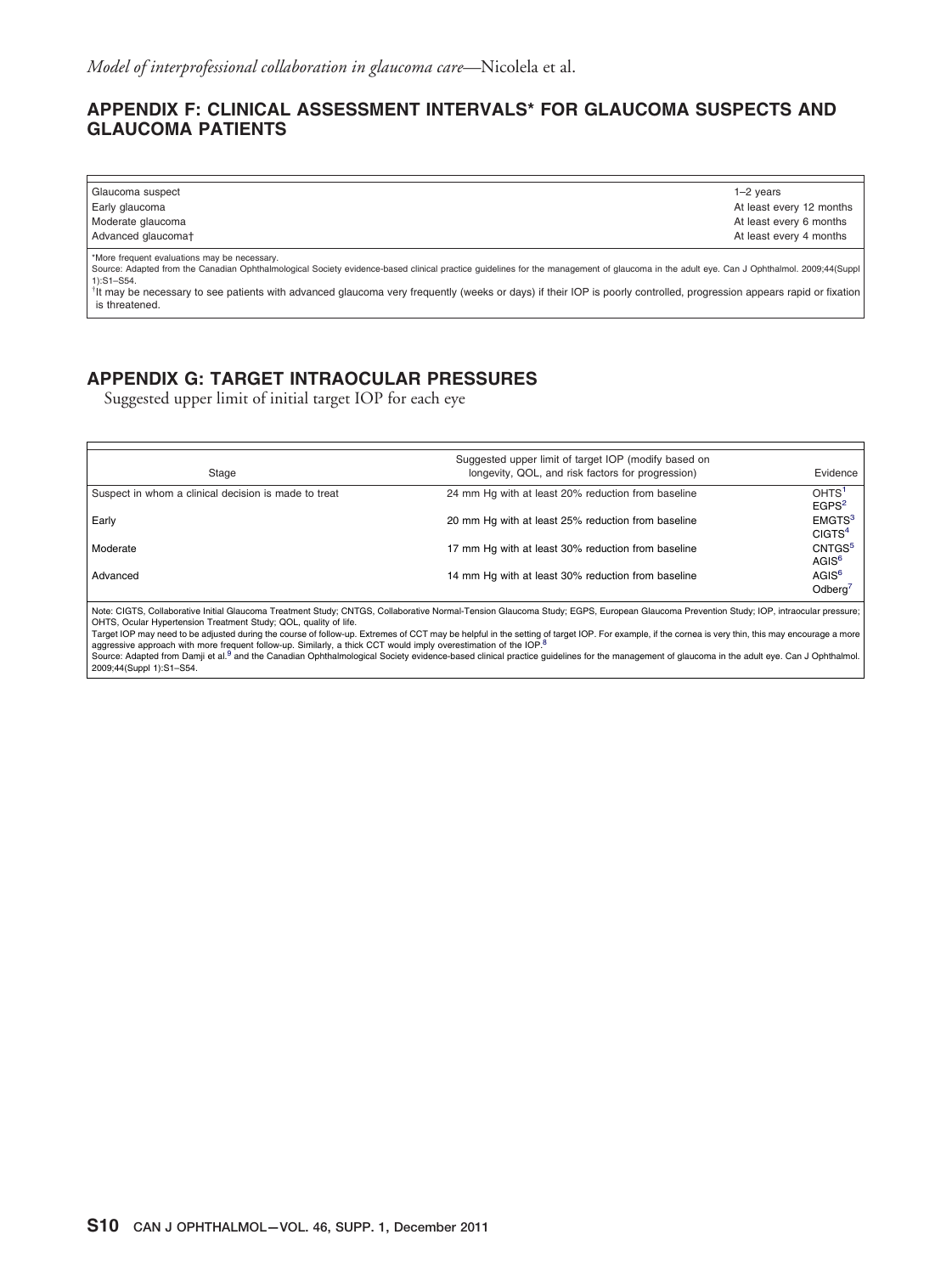## APPENDIX F: CLINICAL ASSESSMENT INTERVALS* FOR GLAUCOMA SUSPECTS AND GLAUCOMA PATIENTS

| | |
|---|---|
| Glaucoma suspect | 1–2 years |
| Early glaucoma | At least every 12 months |
| Moderate glaucoma | At least every 6 months |
| Advanced glaucoma† | At least every 4 months |

*More frequent evaluations may be necessary.
Source: Adapted from the Canadian Ophthalmological Society evidence-based clinical practice guidelines for the management of glaucoma in the adult eye. Can J Ophthalmol. 2009;44(Suppl 1):S1–S54.
†It may be necessary to see patients with advanced glaucoma very frequently (weeks or days) if their IOP is poorly controlled, progression appears rapid or fixation is threatened.

## APPENDIX G: TARGET INTRAOCULAR PRESSURES

Suggested upper limit of initial target IOP for each eye

| Stage | Suggested upper limit of target IOP (modify based on longevity, QOL, and risk factors for progression) | Evidence |
|---|---|---|
| Suspect in whom a clinical decision is made to treat | 24 mm Hg with at least 20% reduction from baseline | OHTS[1] EGPS[2] |
| Early | 20 mm Hg with at least 25% reduction from baseline | EMGTS[3] CIGTS[4] |
| Moderate | 17 mm Hg with at least 30% reduction from baseline | CNTGS[5] AGIS[6] |
| Advanced | 14 mm Hg with at least 30% reduction from baseline | AGIS[6] Odberg[7] |

Note: CIGTS, Collaborative Initial Glaucoma Treatment Study; CNTGS, Collaborative Normal-Tension Glaucoma Study; EGPS, European Glaucoma Prevention Study; IOP, intraocular pressure; OHTS, Ocular Hypertension Treatment Study; QOL, quality of life.
Target IOP may need to be adjusted during the course of follow-up. Extremes of CCT may be helpful in the setting of target IOP. For example, if the cornea is very thin, this may encourage a more aggressive approach with more frequent follow-up. Similarly, a thick CCT would imply overestimation of the IOP.[8]
Source: Adapted from Damji et al.[9] and the Canadian Ophthalmological Society evidence-based clinical practice guidelines for the management of glaucoma in the adult eye. Can J Ophthalmol. 2009;44(Suppl 1):S1–S54.